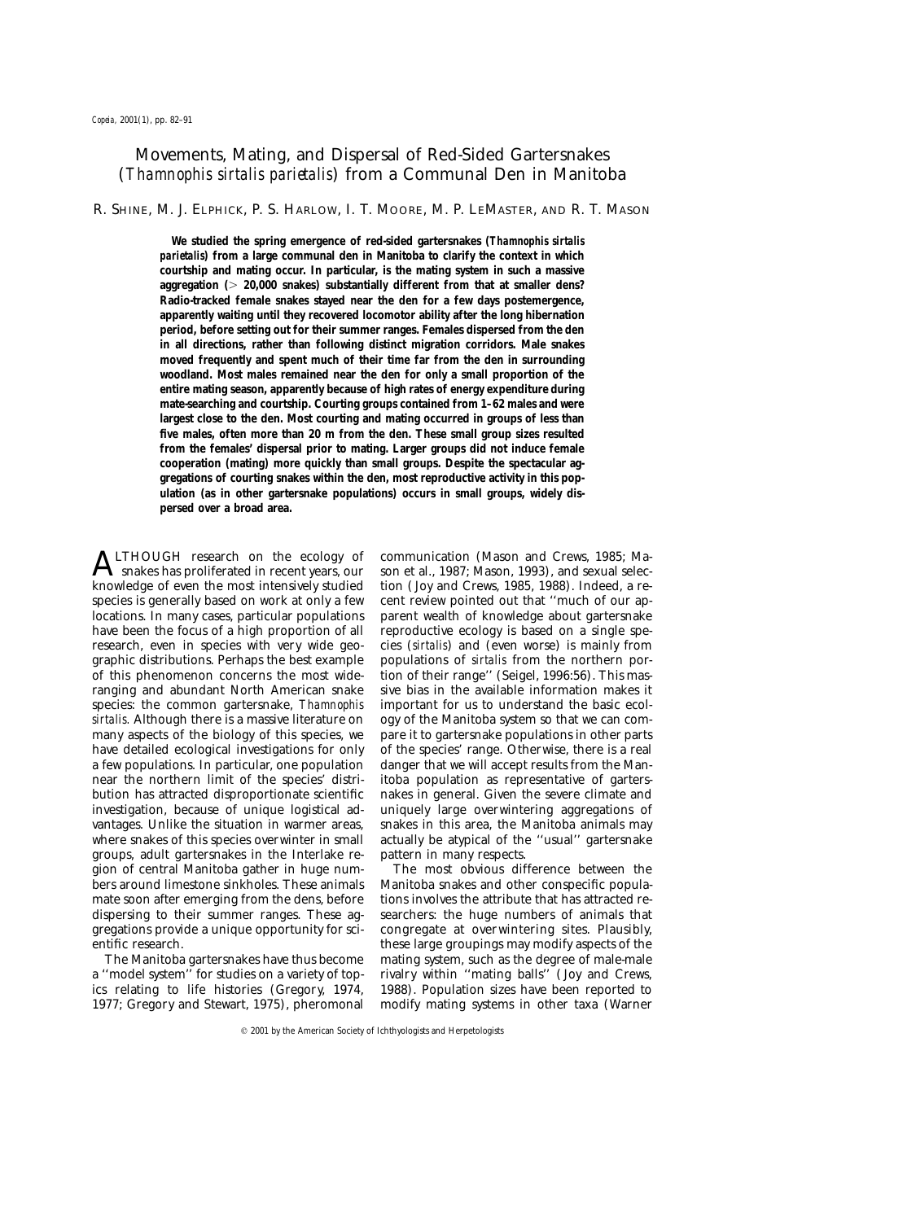# Movements, Mating, and Dispersal of Red-Sided Gartersnakes (*Thamnophis sirtalis parietalis*) from a Communal Den in Manitoba

R. SHINE, M. J. ELPHICK, P. S. HARLOW, I. T. MOORE, M. P. LEMASTER, AND R. T. MASON

**We studied the spring emergence of red-sided gartersnakes (*Thamnophis sirtalis parietalis*) from a large communal den in Manitoba to clarify the context in which courtship and mating occur. In particular, is the mating system in such a massive aggregation (> 20,000 snakes) substantially different from that at smaller dens? Radio-tracked female snakes stayed near the den for a few days postemergence, apparently waiting until they recovered locomotor ability after the long hibernation period, before setting out for their summer ranges. Females dispersed from the den in all directions, rather than following distinct migration corridors. Male snakes moved frequently and spent much of their time far from the den in surrounding woodland. Most males remained near the den for only a small proportion of the entire mating season, apparently because of high rates of energy expenditure during mate-searching and courtship. Courting groups contained from 1–62 males and were largest close to the den. Most courting and mating occurred in groups of less than five males, often more than 20 m from the den. These small group sizes resulted from the females' dispersal prior to mating. Larger groups did not induce female cooperation (mating) more quickly than small groups. Despite the spectacular aggregations of courting snakes within the den, most reproductive activity in this population (as in other gartersnake populations) occurs in small groups, widely dispersed over a broad area.**

ALTHOUGH research on the ecology of snakes has proliferated in recent years, our knowledge of even the most intensively studied species is generally based on work at only a few locations. In many cases, particular populations have been the focus of a high proportion of all research, even in species with very wide geographic distributions. Perhaps the best example of this phenomenon concerns the most wide-ranging and abundant North American snake species: the common gartersnake, *Thamnophis sirtalis*. Although there is a massive literature on many aspects of the biology of this species, we have detailed ecological investigations for only a few populations. In particular, one population near the northern limit of the species' distribution has attracted disproportionate scientific investigation, because of unique logistical advantages. Unlike the situation in warmer areas, where snakes of this species overwinter in small groups, adult gartersnakes in the Interlake region of central Manitoba gather in huge numbers around limestone sinkholes. These animals mate soon after emerging from the dens, before dispersing to their summer ranges. These aggregations provide a unique opportunity for scientific research.

The Manitoba gartersnakes have thus become a ''model system'' for studies on a variety of topics relating to life histories (Gregory, 1974, 1977; Gregory and Stewart, 1975), pheromonal communication (Mason and Crews, 1985; Mason et al., 1987; Mason, 1993), and sexual selection (Joy and Crews, 1985, 1988). Indeed, a recent review pointed out that ''much of our apparent wealth of knowledge about gartersnake reproductive ecology is based on a single species (*sirtalis*) and (even worse) is mainly from populations of *sirtalis* from the northern portion of their range'' (Seigel, 1996:56). This massive bias in the available information makes it important for us to understand the basic ecology of the Manitoba system so that we can compare it to gartersnake populations in other parts of the species' range. Otherwise, there is a real danger that we will accept results from the Manitoba population as representative of gartersnakes in general. Given the severe climate and uniquely large overwintering aggregations of snakes in this area, the Manitoba animals may actually be atypical of the ''usual'' gartersnake pattern in many respects.

The most obvious difference between the Manitoba snakes and other conspecific populations involves the attribute that has attracted researchers: the huge numbers of animals that congregate at overwintering sites. Plausibly, these large groupings may modify aspects of the mating system, such as the degree of male-male rivalry within ''mating balls'' (Joy and Crews, 1988). Population sizes have been reported to modify mating systems in other taxa (Warner

© 2001 by the American Society of Ichthyologists and Herpetologists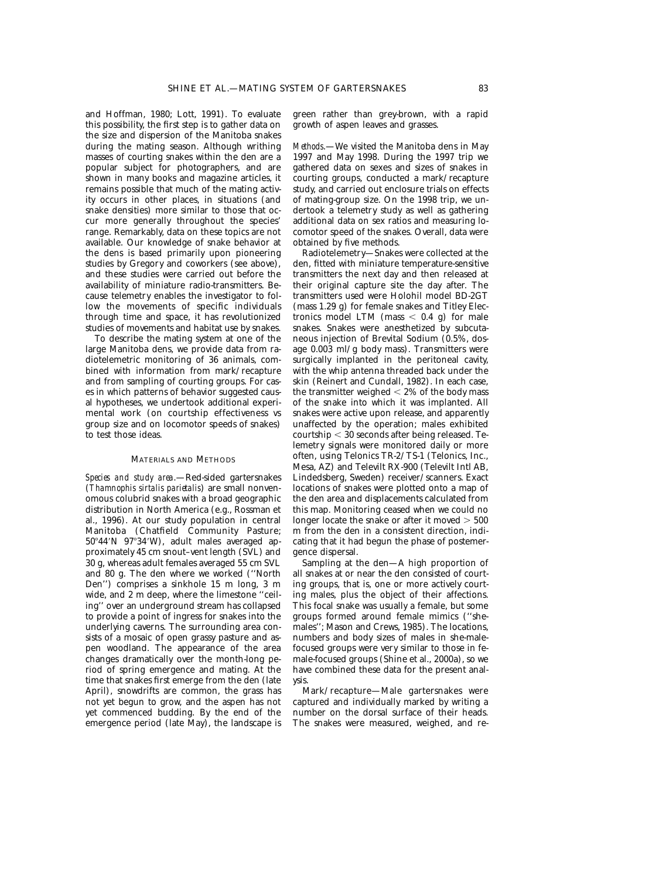and Hoffman, 1980; Lott, 1991). To evaluate this possibility, the first step is to gather data on the size and dispersion of the Manitoba snakes during the mating season. Although writhing masses of courting snakes within the den are a popular subject for photographers, and are shown in many books and magazine articles, it remains possible that much of the mating activity occurs in other places, in situations (and snake densities) more similar to those that occur more generally throughout the species' range. Remarkably, data on these topics are not available. Our knowledge of snake behavior at the dens is based primarily upon pioneering studies by Gregory and coworkers (see above), and these studies were carried out before the availability of miniature radio-transmitters. Because telemetry enables the investigator to follow the movements of specific individuals through time and space, it has revolutionized studies of movements and habitat use by snakes.

To describe the mating system at one of the large Manitoba dens, we provide data from radiotelemetric monitoring of 36 animals, combined with information from mark/recapture and from sampling of courting groups. For cases in which patterns of behavior suggested causal hypotheses, we undertook additional experimental work (on courtship effectiveness vs group size and on locomotor speeds of snakes) to test those ideas.

## MATERIALS AND METHODS

*Species and study area*.—Red-sided gartersnakes (*Thamnophis sirtalis parietalis*) are small nonvenomous colubrid snakes with a broad geographic distribution in North America (e.g., Rossman et al., 1996). At our study population in central Manitoba (Chatfield Community Pasture; 50°44′N 97°34′W), adult males averaged approximately 45 cm snout–vent length (SVL) and 30 g, whereas adult females averaged 55 cm SVL and 80 g. The den where we worked (''North Den'') comprises a sinkhole 15 m long, 3 m wide, and 2 m deep, where the limestone ''ceiling'' over an underground stream has collapsed to provide a point of ingress for snakes into the underlying caverns. The surrounding area consists of a mosaic of open grassy pasture and aspen woodland. The appearance of the area changes dramatically over the month-long period of spring emergence and mating. At the time that snakes first emerge from the den (late April), snowdrifts are common, the grass has not yet begun to grow, and the aspen has not yet commenced budding. By the end of the emergence period (late May), the landscape is green rather than grey-brown, with a rapid growth of aspen leaves and grasses.

*Methods*.—We visited the Manitoba dens in May 1997 and May 1998. During the 1997 trip we gathered data on sexes and sizes of snakes in courting groups, conducted a mark/recapture study, and carried out enclosure trials on effects of mating-group size. On the 1998 trip, we undertook a telemetry study as well as gathering additional data on sex ratios and measuring locomotor speed of the snakes. Overall, data were obtained by five methods.

Radiotelemetry—Snakes were collected at the den, fitted with miniature temperature-sensitive transmitters the next day and then released at their original capture site the day after. The transmitters used were Holohil model BD-2GT (mass 1.29 g) for female snakes and Titley Electronics model LTM (mass $< 0.4$ g) for male snakes. Snakes were anesthetized by subcutaneous injection of Brevital Sodium (0.5%, dosage 0.003 ml/g body mass). Transmitters were surgically implanted in the peritoneal cavity, with the whip antenna threaded back under the skin (Reinert and Cundall, 1982). In each case, the transmitter weighed $< 2\%$ of the body mass of the snake into which it was implanted. All snakes were active upon release, and apparently unaffected by the operation; males exhibited courtship $< 30$ seconds after being released. Telemetry signals were monitored daily or more often, using Telonics TR-2/TS-1 (Telonics, Inc., Mesa, AZ) and Televilt RX-900 (Televilt Intl AB, Lindedsberg, Sweden) receiver/scanners. Exact locations of snakes were plotted onto a map of the den area and displacements calculated from this map. Monitoring ceased when we could no longer locate the snake or after it moved $> 500$ m from the den in a consistent direction, indicating that it had begun the phase of postemergence dispersal.

Sampling at the den—A high proportion of all snakes at or near the den consisted of courting groups, that is, one or more actively courting males, plus the object of their affections. This focal snake was usually a female, but some groups formed around female mimics (''she-males''; Mason and Crews, 1985). The locations, numbers and body sizes of males in she-male-focused groups were very similar to those in female-focused groups (Shine et al., 2000a), so we have combined these data for the present analysis.

Mark/recapture—Male gartersnakes were captured and individually marked by writing a number on the dorsal surface of their heads. The snakes were measured, weighed, and re-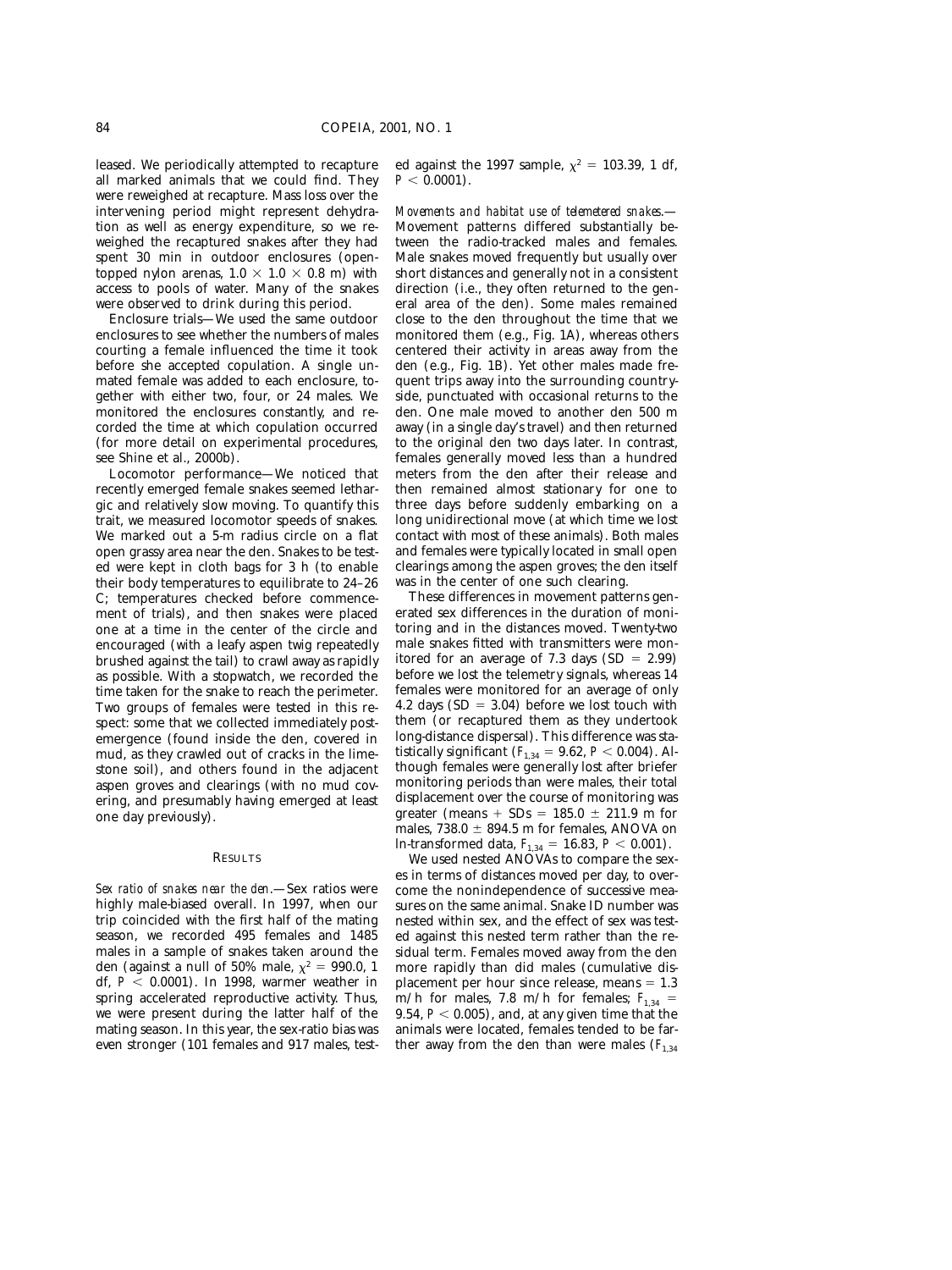leased. We periodically attempted to recapture all marked animals that we could find. They were reweighed at recapture. Mass loss over the intervening period might represent dehydration as well as energy expenditure, so we reweighed the recaptured snakes after they had spent 30 min in outdoor enclosures (open-topped nylon arenas, $1.0 \times 1.0 \times 0.8$ m) with access to pools of water. Many of the snakes were observed to drink during this period.

Enclosure trials—We used the same outdoor enclosures to see whether the numbers of males courting a female influenced the time it took before she accepted copulation. A single unmated female was added to each enclosure, together with either two, four, or 24 males. We monitored the enclosures constantly, and recorded the time at which copulation occurred (for more detail on experimental procedures, see Shine et al., 2000b).

Locomotor performance—We noticed that recently emerged female snakes seemed lethargic and relatively slow moving. To quantify this trait, we measured locomotor speeds of snakes. We marked out a 5-m radius circle on a flat open grassy area near the den. Snakes to be tested were kept in cloth bags for 3 h (to enable their body temperatures to equilibrate to 24–26 C; temperatures checked before commencement of trials), and then snakes were placed one at a time in the center of the circle and encouraged (with a leafy aspen twig repeatedly brushed against the tail) to crawl away as rapidly as possible. With a stopwatch, we recorded the time taken for the snake to reach the perimeter. Two groups of females were tested in this respect: some that we collected immediately post-emergence (found inside the den, covered in mud, as they crawled out of cracks in the limestone soil), and others found in the adjacent aspen groves and clearings (with no mud covering, and presumably having emerged at least one day previously).

## Results

*Sex ratio of snakes near the den.*—Sex ratios were highly male-biased overall. In 1997, when our trip coincided with the first half of the mating season, we recorded 495 females and 1485 males in a sample of snakes taken around the den (against a null of 50% male, $\chi^2 = 990.0$, 1 df, $P < 0.0001$). In 1998, warmer weather in spring accelerated reproductive activity. Thus, we were present during the latter half of the mating season. In this year, the sex-ratio bias was even stronger (101 females and 917 males, tested against the 1997 sample, $\chi^2 = 103.39$, 1 df, $P < 0.0001$).

*Movements and habitat use of telemetered snakes.*—Movement patterns differed substantially between the radio-tracked males and females. Male snakes moved frequently but usually over short distances and generally not in a consistent direction (i.e., they often returned to the general area of the den). Some males remained close to the den throughout the time that we monitored them (e.g., Fig. 1A), whereas others centered their activity in areas away from the den (e.g., Fig. 1B). Yet other males made frequent trips away into the surrounding countryside, punctuated with occasional returns to the den. One male moved to another den 500 m away (in a single day's travel) and then returned to the original den two days later. In contrast, females generally moved less than a hundred meters from the den after their release and then remained almost stationary for one to three days before suddenly embarking on a long unidirectional move (at which time we lost contact with most of these animals). Both males and females were typically located in small open clearings among the aspen groves; the den itself was in the center of one such clearing.

These differences in movement patterns generated sex differences in the duration of monitoring and in the distances moved. Twenty-two male snakes fitted with transmitters were monitored for an average of 7.3 days (SD = 2.99) before we lost the telemetry signals, whereas 14 females were monitored for an average of only 4.2 days (SD = 3.04) before we lost touch with them (or recaptured them as they undertook long-distance dispersal). This difference was statistically significant ($F_{1,34} = 9.62$, $P < 0.004$). Although females were generally lost after briefer monitoring periods than were males, their total displacement over the course of monitoring was greater (means + SDs = 185.0 ± 211.9 m for males, 738.0 ± 894.5 m for females, ANOVA on ln-transformed data, $F_{1,34} = 16.83$, $P < 0.001$).

We used nested ANOVAs to compare the sexes in terms of distances moved per day, to overcome the nonindependence of successive measures on the same animal. Snake ID number was nested within sex, and the effect of sex was tested against this nested term rather than the residual term. Females moved away from the den more rapidly than did males (cumulative displacement per hour since release, means = 1.3 m/h for males, 7.8 m/h for females; $F_{1,34} = 9.54$, $P < 0.005$), and, at any given time that the animals were located, females tended to be farther away from the den than were males ($F_{1,34}$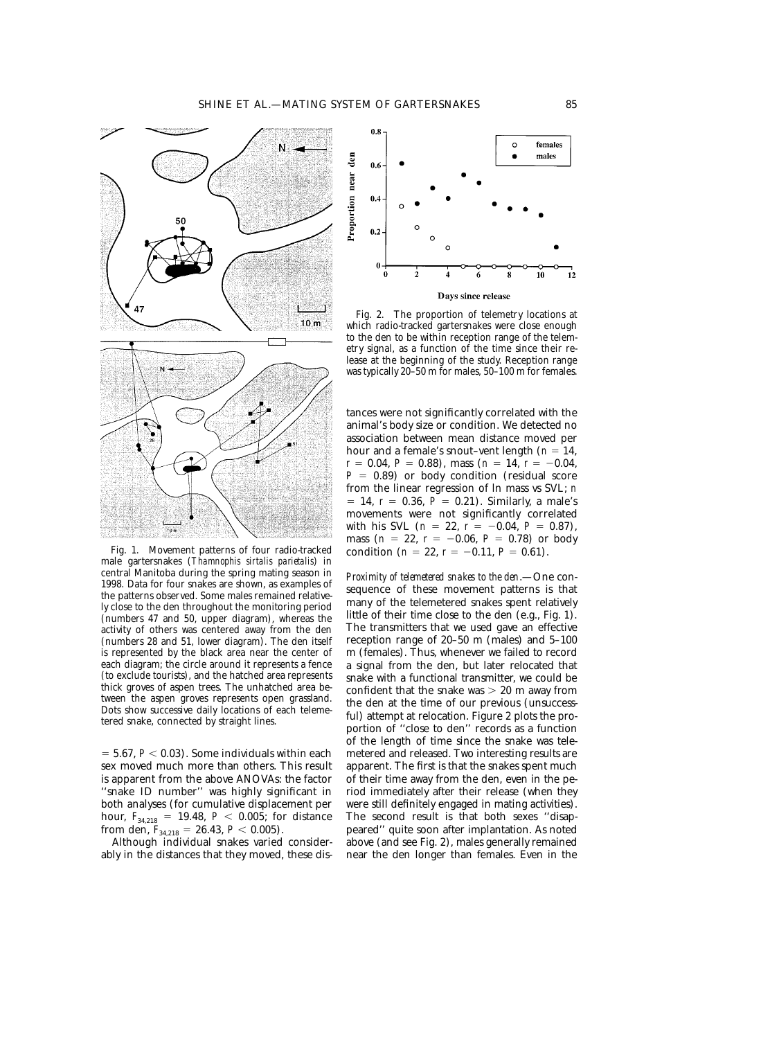Fig. 1. Movement patterns of four radio-tracked male gartersnakes (*Thamnophis sirtalis parietalis*) in central Manitoba during the spring mating season in 1998. Data for four snakes are shown, as examples of the patterns observed. Some males remained relatively close to the den throughout the monitoring period (numbers 47 and 50, upper diagram), whereas the activity of others was centered away from the den (numbers 28 and 51, lower diagram). The den itself is represented by the black area near the center of each diagram; the circle around it represents a fence (to exclude tourists), and the hatched area represents thick groves of aspen trees. The unhatched area between the aspen groves represents open grassland. Dots show successive daily locations of each telemetered snake, connected by straight lines.

$= 5.67$, $P < 0.03$). Some individuals within each sex moved much more than others. This result is apparent from the above ANOVAs: the factor ''snake ID number'' was highly significant in both analyses (for cumulative displacement per hour, $F_{34,218} = 19.48$, $P < 0.005$; for distance from den, $F_{34,218} = 26.43$, $P < 0.005$).

Although individual snakes varied considerably in the distances that they moved, these distances were not significantly correlated with the animal's body size or condition. We detected no association between mean distance moved per hour and a female's snout–vent length ($n = 14$, $r = 0.04$, $P = 0.88$), mass ($n = 14$, $r = -0.04$, $P = 0.89$) or body condition (residual score from the linear regression of ln mass vs SVL; $n = 14$, $r = 0.36$, $P = 0.21$). Similarly, a male's movements were not significantly correlated with his SVL ($n = 22$, $r = -0.04$, $P = 0.87$), mass ($n = 22$, $r = -0.06$, $P = 0.78$) or body condition ($n = 22$, $r = -0.11$, $P = 0.61$).

Fig. 2. The proportion of telemetry locations at which radio-tracked gartersnakes were close enough to the den to be within reception range of the telemetry signal, as a function of the time since their release at the beginning of the study. Reception range was typically 20–50 m for males, 50–100 m for females.

*Proximity of telemetered snakes to the den.*—One consequence of these movement patterns is that many of the telemetered snakes spent relatively little of their time close to the den (e.g., Fig. 1). The transmitters that we used gave an effective reception range of 20–50 m (males) and 5–100 m (females). Thus, whenever we failed to record a signal from the den, but later relocated that snake with a functional transmitter, we could be confident that the snake was > 20 m away from the den at the time of our previous (unsuccessful) attempt at relocation. Figure 2 plots the proportion of ''close to den'' records as a function of the length of time since the snake was telemetered and released. Two interesting results are apparent. The first is that the snakes spent much of their time away from the den, even in the period immediately after their release (when they were still definitely engaged in mating activities). The second result is that both sexes ''disappeared'' quite soon after implantation. As noted above (and see Fig. 2), males generally remained near the den longer than females. Even in the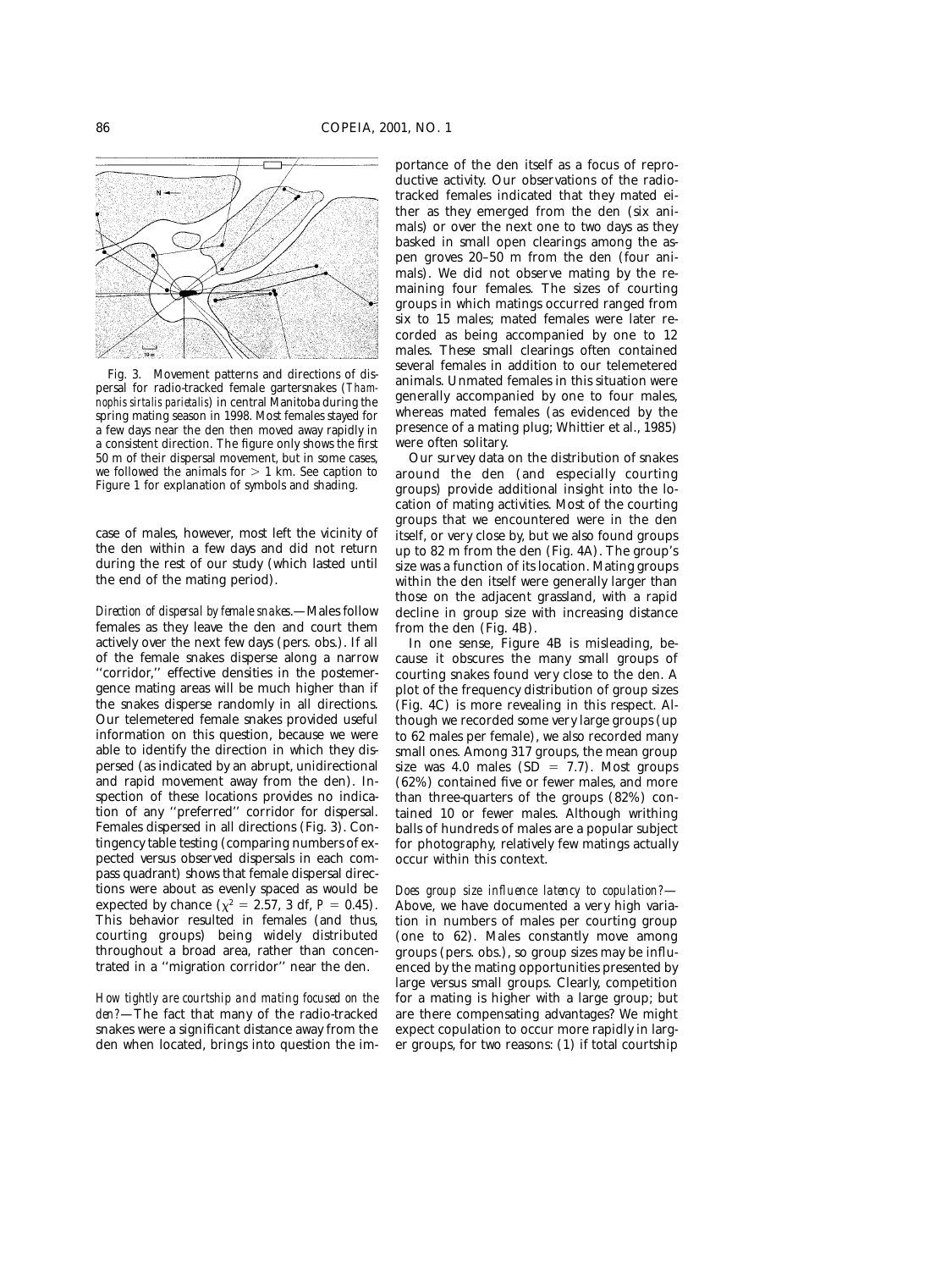Fig. 3. Movement patterns and directions of dispersal for radio-tracked female gartersnakes (*Thamnophis sirtalis parietalis*) in central Manitoba during the spring mating season in 1998. Most females stayed for a few days near the den then moved away rapidly in a consistent direction. The figure only shows the first 50 m of their dispersal movement, but in some cases, we followed the animals for > 1 km. See caption to Figure 1 for explanation of symbols and shading.

case of males, however, most left the vicinity of the den within a few days and did not return during the rest of our study (which lasted until the end of the mating period).

*Direction of dispersal by female snakes.*—Males follow females as they leave the den and court them actively over the next few days (pers. obs.). If all of the female snakes disperse along a narrow "corridor," effective densities in the postemergence mating areas will be much higher than if the snakes disperse randomly in all directions. Our telemetered female snakes provided useful information on this question, because we were able to identify the direction in which they dispersed (as indicated by an abrupt, unidirectional and rapid movement away from the den). Inspection of these locations provides no indication of any "preferred" corridor for dispersal. Females dispersed in all directions (Fig. 3). Contingency table testing (comparing numbers of expected versus observed dispersals in each compass quadrant) shows that female dispersal directions were about as evenly spaced as would be expected by chance ($\chi^2 = 2.57$, 3 df, $P = 0.45$). This behavior resulted in females (and thus, courting groups) being widely distributed throughout a broad area, rather than concentrated in a "migration corridor" near the den.

*How tightly are courtship and mating focused on the den?*—The fact that many of the radio-tracked snakes were a significant distance away from the den when located, brings into question the importance of the den itself as a focus of reproductive activity. Our observations of the radio-tracked females indicated that they mated either as they emerged from the den (six animals) or over the next one to two days as they basked in small open clearings among the aspen groves 20–50 m from the den (four animals). We did not observe mating by the remaining four females. The sizes of courting groups in which matings occurred ranged from six to 15 males; mated females were later recorded as being accompanied by one to 12 males. These small clearings often contained several females in addition to our telemetered animals. Unmated females in this situation were generally accompanied by one to four males, whereas mated females (as evidenced by the presence of a mating plug; Whittier et al., 1985) were often solitary.

Our survey data on the distribution of snakes around the den (and especially courting groups) provide additional insight into the location of mating activities. Most of the courting groups that we encountered were in the den itself, or very close by, but we also found groups up to 82 m from the den (Fig. 4A). The group's size was a function of its location. Mating groups within the den itself were generally larger than those on the adjacent grassland, with a rapid decline in group size with increasing distance from the den (Fig. 4B).

In one sense, Figure 4B is misleading, because it obscures the many small groups of courting snakes found very close to the den. A plot of the frequency distribution of group sizes (Fig. 4C) is more revealing in this respect. Although we recorded some very large groups (up to 62 males per female), we also recorded many small ones. Among 317 groups, the mean group size was 4.0 males (SD = 7.7). Most groups (62%) contained five or fewer males, and more than three-quarters of the groups (82%) contained 10 or fewer males. Although writhing balls of hundreds of males are a popular subject for photography, relatively few matings actually occur within this context.

*Does group size influence latency to copulation?*—Above, we have documented a very high variation in numbers of males per courting group (one to 62). Males constantly move among groups (pers. obs.), so group sizes may be influenced by the mating opportunities presented by large versus small groups. Clearly, competition for a mating is higher with a large group; but are there compensating advantages? We might expect copulation to occur more rapidly in larger groups, for two reasons: (1) if total courtship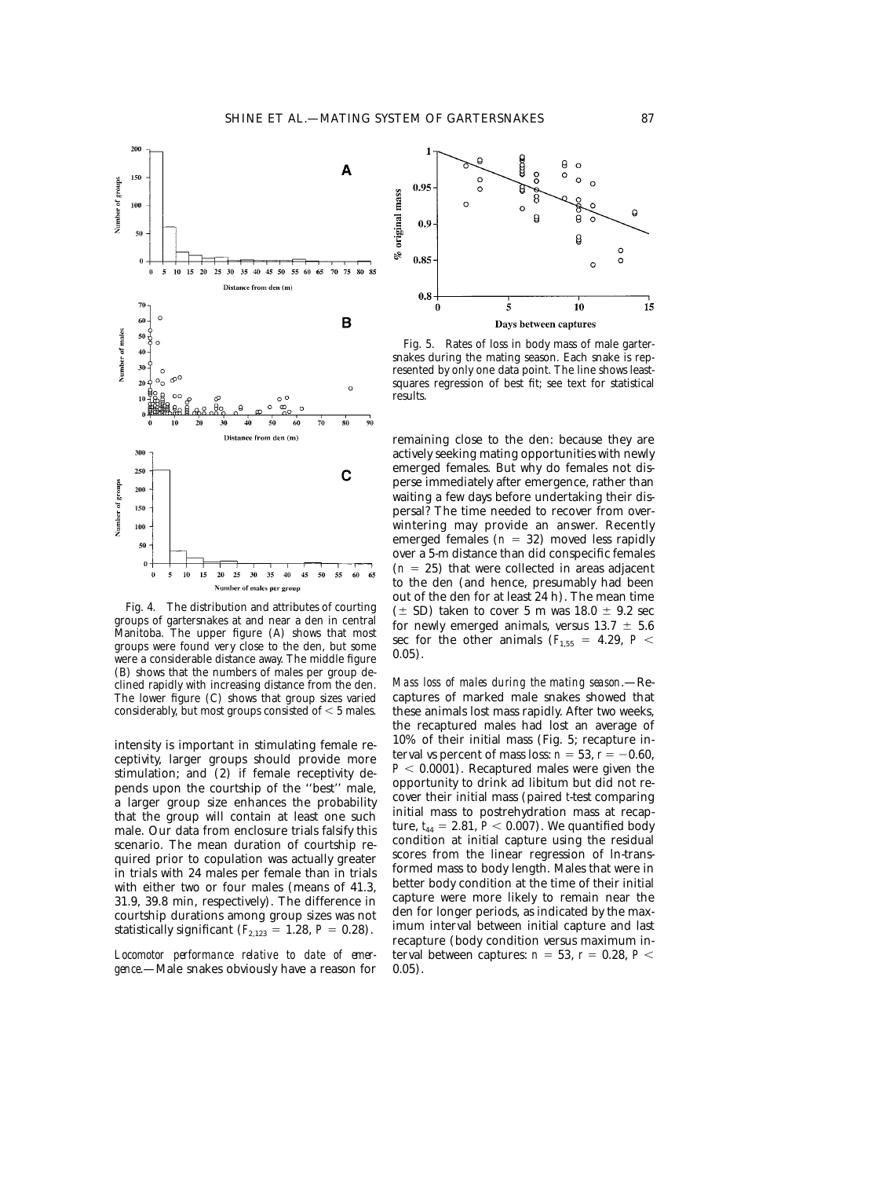Fig. 4. The distribution and attributes of courting groups of gartersnakes at and near a den in central Manitoba. The upper figure (A) shows that most groups were found very close to the den, but some were a considerable distance away. The middle figure (B) shows that the numbers of males per group declined rapidly with increasing distance from the den. The lower figure (C) shows that group sizes varied considerably, but most groups consisted of < 5 males.

intensity is important in stimulating female receptivity, larger groups should provide more stimulation; and (2) if female receptivity depends upon the courtship of the "best" male, a larger group size enhances the probability that the group will contain at least one such male. Our data from enclosure trials falsify this scenario. The mean duration of courtship required prior to copulation was actually greater in trials with 24 males per female than in trials with either two or four males (means of 41.3, 31.9, 39.8 min, respectively). The difference in courtship durations among group sizes was not statistically significant ($F_{2,123} = 1.28$, $P = 0.28$).

*Locomotor performance relative to date of emergence.*—Male snakes obviously have a reason for remaining close to the den: because they are actively seeking mating opportunities with newly emerged females. But why do females not disperse immediately after emergence, rather than waiting a few days before undertaking their dispersal? The time needed to recover from overwintering may provide an answer. Recently emerged females ($n = 32$) moved less rapidly over a 5-m distance than did conspecific females ($n = 25$) that were collected in areas adjacent to the den (and hence, presumably had been out of the den for at least 24 h). The mean time ($\pm$ SD) taken to cover 5 m was $18.0 \pm 9.2$ sec for newly emerged animals, versus $13.7 \pm 5.6$ sec for the other animals ($F_{1,55} = 4.29$, $P < 0.05$).

Fig. 5. Rates of loss in body mass of male gartersnakes during the mating season. Each snake is represented by only one data point. The line shows least-squares regression of best fit; see text for statistical results.

*Mass loss of males during the mating season.*—Recaptures of marked male snakes showed that these animals lost mass rapidly. After two weeks, the recaptured males had lost an average of 10% of their initial mass (Fig. 5; recapture interval vs percent of mass loss: $n = 53$, $r = -0.60$, $P < 0.0001$). Recaptured males were given the opportunity to drink ad libitum but did not recover their initial mass (paired $t$-test comparing initial mass to postrehydration mass at recapture, $t_{44} = 2.81$, $P < 0.007$). We quantified body condition at initial capture using the residual scores from the linear regression of ln-transformed mass to body length. Males that were in better body condition at the time of their initial capture were more likely to remain near the den for longer periods, as indicated by the maximum interval between initial capture and last recapture (body condition versus maximum interval between captures: $n = 53$, $r = 0.28$, $P < 0.05$).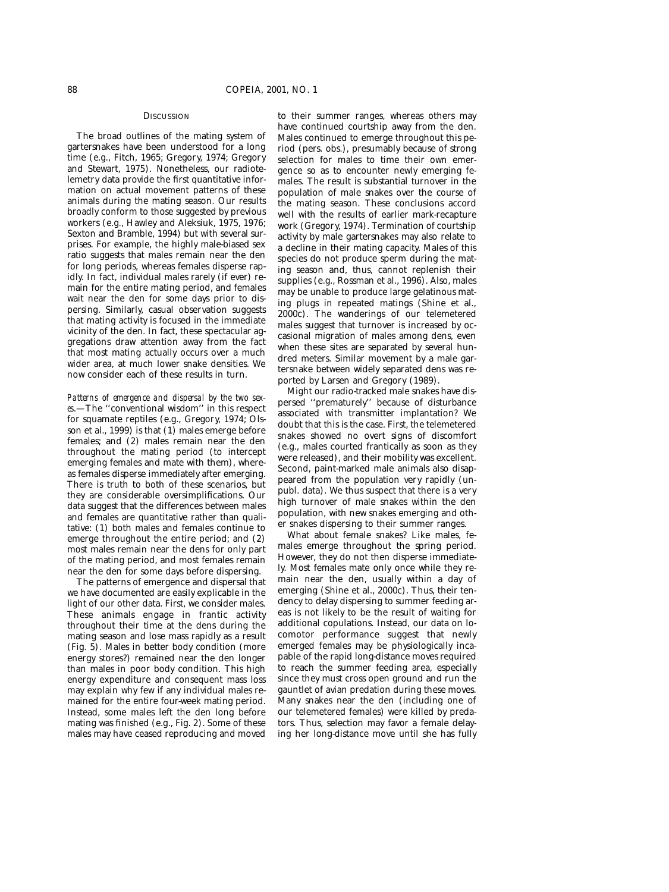## Discussion

The broad outlines of the mating system of gartersnakes have been understood for a long time (e.g., Fitch, 1965; Gregory, 1974; Gregory and Stewart, 1975). Nonetheless, our radiotelemetry data provide the first quantitative information on actual movement patterns of these animals during the mating season. Our results broadly conform to those suggested by previous workers (e.g., Hawley and Aleksiuk, 1975, 1976; Sexton and Bramble, 1994) but with several surprises. For example, the highly male-biased sex ratio suggests that males remain near the den for long periods, whereas females disperse rapidly. In fact, individual males rarely (if ever) remain for the entire mating period, and females wait near the den for some days prior to dispersing. Similarly, casual observation suggests that mating activity is focused in the immediate vicinity of the den. In fact, these spectacular aggregations draw attention away from the fact that most mating actually occurs over a much wider area, at much lower snake densities. We now consider each of these results in turn.

*Patterns of emergence and dispersal by the two sexes.*—The ''conventional wisdom'' in this respect for squamate reptiles (e.g., Gregory, 1974; Olsson et al., 1999) is that (1) males emerge before females; and (2) males remain near the den throughout the mating period (to intercept emerging females and mate with them), whereas females disperse immediately after emerging. There is truth to both of these scenarios, but they are considerable oversimplifications. Our data suggest that the differences between males and females are quantitative rather than qualitative: (1) both males and females continue to emerge throughout the entire period; and (2) most males remain near the dens for only part of the mating period, and most females remain near the den for some days before dispersing.

The patterns of emergence and dispersal that we have documented are easily explicable in the light of our other data. First, we consider males. These animals engage in frantic activity throughout their time at the dens during the mating season and lose mass rapidly as a result (Fig. 5). Males in better body condition (more energy stores?) remained near the den longer than males in poor body condition. This high energy expenditure and consequent mass loss may explain why few if any individual males remained for the entire four-week mating period. Instead, some males left the den long before mating was finished (e.g., Fig. 2). Some of these males may have ceased reproducing and moved to their summer ranges, whereas others may have continued courtship away from the den. Males continued to emerge throughout this period (pers. obs.), presumably because of strong selection for males to time their own emergence so as to encounter newly emerging females. The result is substantial turnover in the population of male snakes over the course of the mating season. These conclusions accord well with the results of earlier mark-recapture work (Gregory, 1974). Termination of courtship activity by male gartersnakes may also relate to a decline in their mating capacity. Males of this species do not produce sperm during the mating season and, thus, cannot replenish their supplies (e.g., Rossman et al., 1996). Also, males may be unable to produce large gelatinous mating plugs in repeated matings (Shine et al., 2000c). The wanderings of our telemetered males suggest that turnover is increased by occasional migration of males among dens, even when these sites are separated by several hundred meters. Similar movement by a male gartersnake between widely separated dens was reported by Larsen and Gregory (1989).

Might our radio-tracked male snakes have dispersed ''prematurely'' because of disturbance associated with transmitter implantation? We doubt that this is the case. First, the telemetered snakes showed no overt signs of discomfort (e.g., males courted frantically as soon as they were released), and their mobility was excellent. Second, paint-marked male animals also disappeared from the population very rapidly (unpubl. data). We thus suspect that there is a very high turnover of male snakes within the den population, with new snakes emerging and other snakes dispersing to their summer ranges.

What about female snakes? Like males, females emerge throughout the spring period. However, they do not then disperse immediately. Most females mate only once while they remain near the den, usually within a day of emerging (Shine et al., 2000c). Thus, their tendency to delay dispersing to summer feeding areas is not likely to be the result of waiting for additional copulations. Instead, our data on locomotor performance suggest that newly emerged females may be physiologically incapable of the rapid long-distance moves required to reach the summer feeding area, especially since they must cross open ground and run the gauntlet of avian predation during these moves. Many snakes near the den (including one of our telemetered females) were killed by predators. Thus, selection may favor a female delaying her long-distance move until she has fully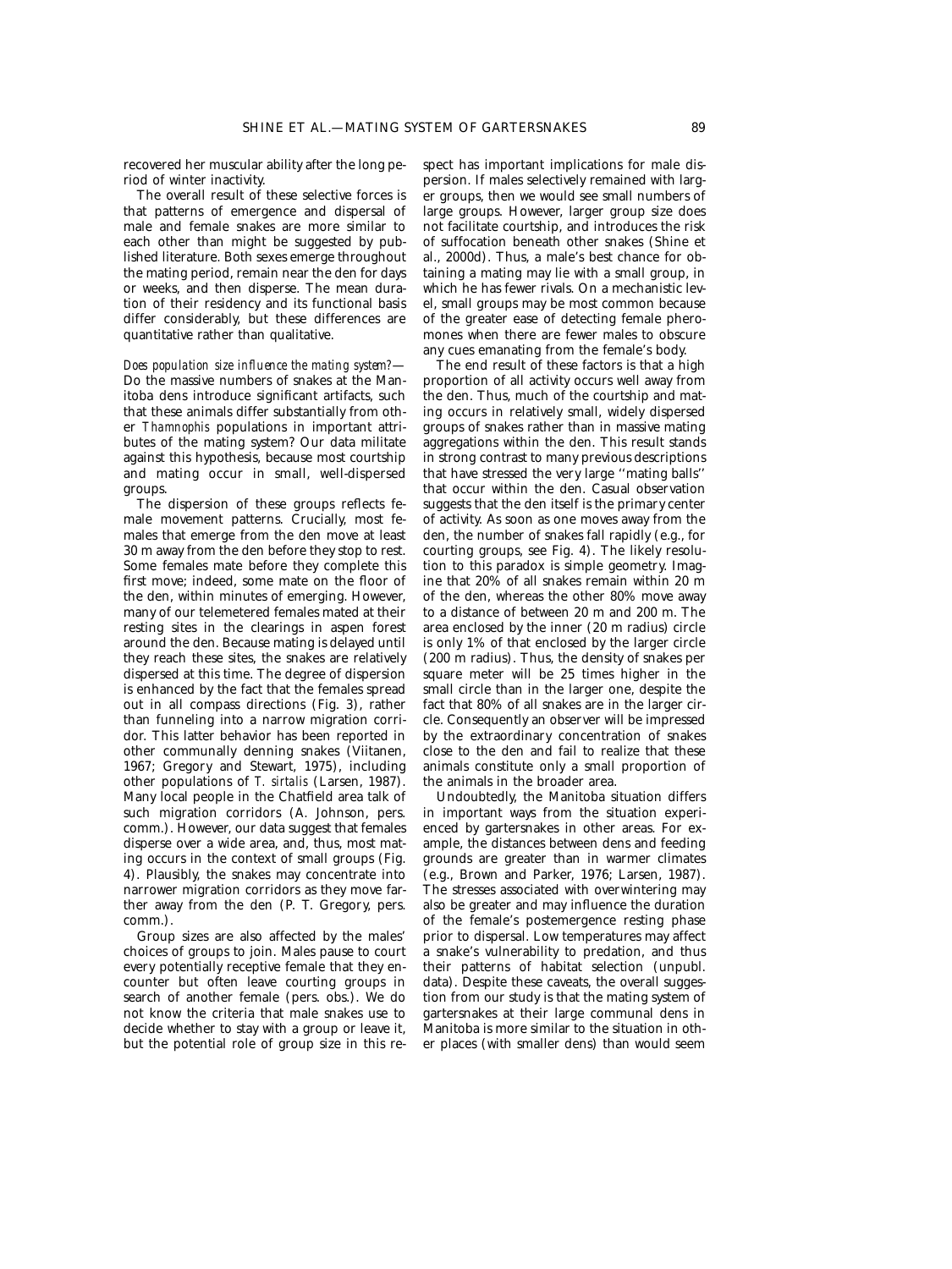recovered her muscular ability after the long period of winter inactivity.

The overall result of these selective forces is that patterns of emergence and dispersal of male and female snakes are more similar to each other than might be suggested by published literature. Both sexes emerge throughout the mating period, remain near the den for days or weeks, and then disperse. The mean duration of their residency and its functional basis differ considerably, but these differences are quantitative rather than qualitative.

*Does population size influence the mating system?*— Do the massive numbers of snakes at the Manitoba dens introduce significant artifacts, such that these animals differ substantially from other *Thamnophis* populations in important attributes of the mating system? Our data militate against this hypothesis, because most courtship and mating occur in small, well-dispersed groups.

The dispersion of these groups reflects female movement patterns. Crucially, most females that emerge from the den move at least 30 m away from the den before they stop to rest. Some females mate before they complete this first move; indeed, some mate on the floor of the den, within minutes of emerging. However, many of our telemetered females mated at their resting sites in the clearings in aspen forest around the den. Because mating is delayed until they reach these sites, the snakes are relatively dispersed at this time. The degree of dispersion is enhanced by the fact that the females spread out in all compass directions (Fig. 3), rather than funneling into a narrow migration corridor. This latter behavior has been reported in other communally denning snakes (Viitanen, 1967; Gregory and Stewart, 1975), including other populations of *T. sirtalis* (Larsen, 1987). Many local people in the Chatfield area talk of such migration corridors (A. Johnson, pers. comm.). However, our data suggest that females disperse over a wide area, and, thus, most mating occurs in the context of small groups (Fig. 4). Plausibly, the snakes may concentrate into narrower migration corridors as they move farther away from the den (P. T. Gregory, pers. comm.).

Group sizes are also affected by the males' choices of groups to join. Males pause to court every potentially receptive female that they encounter but often leave courting groups in search of another female (pers. obs.). We do not know the criteria that male snakes use to decide whether to stay with a group or leave it, but the potential role of group size in this respect has important implications for male dispersion. If males selectively remained with larger groups, then we would see small numbers of large groups. However, larger group size does not facilitate courtship, and introduces the risk of suffocation beneath other snakes (Shine et al., 2000d). Thus, a male's best chance for obtaining a mating may lie with a small group, in which he has fewer rivals. On a mechanistic level, small groups may be most common because of the greater ease of detecting female pheromones when there are fewer males to obscure any cues emanating from the female's body.

The end result of these factors is that a high proportion of all activity occurs well away from the den. Thus, much of the courtship and mating occurs in relatively small, widely dispersed groups of snakes rather than in massive mating aggregations within the den. This result stands in strong contrast to many previous descriptions that have stressed the very large "mating balls" that occur within the den. Casual observation suggests that the den itself is the primary center of activity. As soon as one moves away from the den, the number of snakes fall rapidly (e.g., for courting groups, see Fig. 4). The likely resolution to this paradox is simple geometry. Imagine that 20% of all snakes remain within 20 m of the den, whereas the other 80% move away to a distance of between 20 m and 200 m. The area enclosed by the inner (20 m radius) circle is only 1% of that enclosed by the larger circle (200 m radius). Thus, the density of snakes per square meter will be 25 times higher in the small circle than in the larger one, despite the fact that 80% of all snakes are in the larger circle. Consequently an observer will be impressed by the extraordinary concentration of snakes close to the den and fail to realize that these animals constitute only a small proportion of the animals in the broader area.

Undoubtedly, the Manitoba situation differs in important ways from the situation experienced by gartersnakes in other areas. For example, the distances between dens and feeding grounds are greater than in warmer climates (e.g., Brown and Parker, 1976; Larsen, 1987). The stresses associated with overwintering may also be greater and may influence the duration of the female's postemergence resting phase prior to dispersal. Low temperatures may affect a snake's vulnerability to predation, and thus their patterns of habitat selection (unpubl. data). Despite these caveats, the overall suggestion from our study is that the mating system of gartersnakes at their large communal dens in Manitoba is more similar to the situation in other places (with smaller dens) than would seem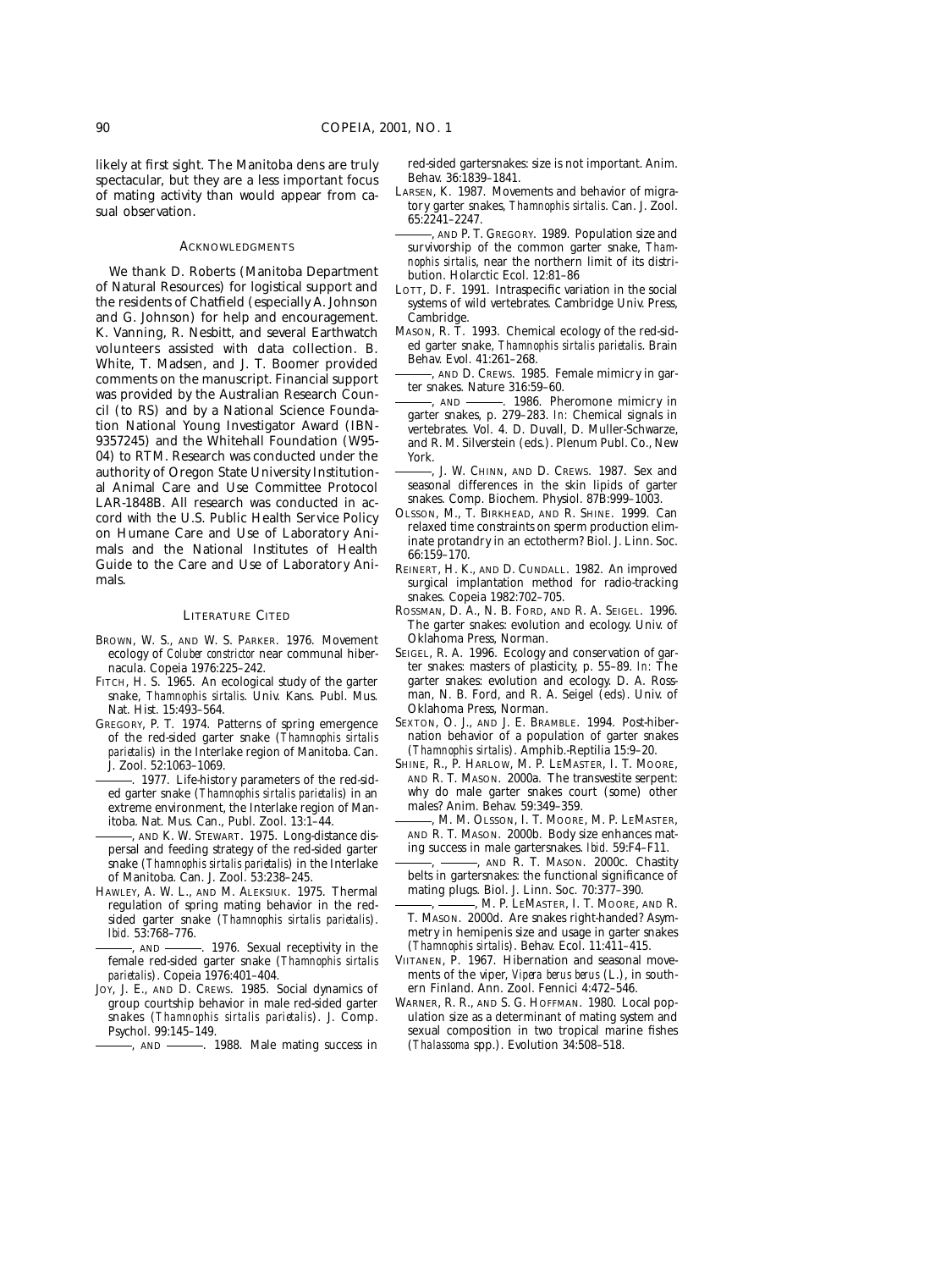likely at first sight. The Manitoba dens are truly spectacular, but they are a less important focus of mating activity than would appear from casual observation.

## Acknowledgments

We thank D. Roberts (Manitoba Department of Natural Resources) for logistical support and the residents of Chatfield (especially A. Johnson and G. Johnson) for help and encouragement. K. Vanning, R. Nesbitt, and several Earthwatch volunteers assisted with data collection. B. White, T. Madsen, and J. T. Boomer provided comments on the manuscript. Financial support was provided by the Australian Research Council (to RS) and by a National Science Foundation National Young Investigator Award (IBN-9357245) and the Whitehall Foundation (W95-04) to RTM. Research was conducted under the authority of Oregon State University Institutional Animal Care and Use Committee Protocol LAR-1848B. All research was conducted in accord with the U.S. Public Health Service Policy on Humane Care and Use of Laboratory Animals and the National Institutes of Health Guide to the Care and Use of Laboratory Animals.

## Literature Cited

Brown, W. S., and W. S. Parker. 1976. Movement ecology of *Coluber constrictor* near communal hibernacula. Copeia 1976:225–242.

Fitch, H. S. 1965. An ecological study of the garter snake, *Thamnophis sirtalis*. Univ. Kans. Publ. Mus. Nat. Hist. 15:493–564.

Gregory, P. T. 1974. Patterns of spring emergence of the red-sided garter snake (*Thamnophis sirtalis parietalis*) in the Interlake region of Manitoba. Can. J. Zool. 52:1063–1069.

———. 1977. Life-history parameters of the red-sided garter snake (*Thamnophis sirtalis parietalis*) in an extreme environment, the Interlake region of Manitoba. Nat. Mus. Can., Publ. Zool. 13:1–44.

———, and K. W. Stewart. 1975. Long-distance dispersal and feeding strategy of the red-sided garter snake (*Thamnophis sirtalis parietalis*) in the Interlake of Manitoba. Can. J. Zool. 53:238–245.

Hawley, A. W. L., and M. Aleksiuk. 1975. Thermal regulation of spring mating behavior in the red-sided garter snake (*Thamnophis sirtalis parietalis*). *Ibid.* 53:768–776.

———, and ———. 1976. Sexual receptivity in the female red-sided garter snake (*Thamnophis sirtalis parietalis*). Copeia 1976:401–404.

Joy, J. E., and D. Crews. 1985. Social dynamics of group courtship behavior in male red-sided garter snakes (*Thamnophis sirtalis parietalis*). J. Comp. Psychol. 99:145–149.

———, and ———. 1988. Male mating success in red-sided gartersnakes: size is not important. Anim. Behav. 36:1839–1841.

Larsen, K. 1987. Movements and behavior of migratory garter snakes, *Thamnophis sirtalis*. Can. J. Zool. 65:2241–2247.

———, and P. T. Gregory. 1989. Population size and survivorship of the common garter snake, *Thamnophis sirtalis*, near the northern limit of its distribution. Holarctic Ecol. 12:81–86

Lott, D. F. 1991. Intraspecific variation in the social systems of wild vertebrates. Cambridge Univ. Press, Cambridge.

Mason, R. T. 1993. Chemical ecology of the red-sided garter snake, *Thamnophis sirtalis parietalis*. Brain Behav. Evol. 41:261–268.

———, and D. Crews. 1985. Female mimicry in garter snakes. Nature 316:59–60.

———, and ———. 1986. Pheromone mimicry in garter snakes, p. 279–283. *In*: Chemical signals in vertebrates. Vol. 4. D. Duvall, D. Muller-Schwarze, and R. M. Silverstein (eds.). Plenum Publ. Co., New York.

———, J. W. Chinn, and D. Crews. 1987. Sex and seasonal differences in the skin lipids of garter snakes. Comp. Biochem. Physiol. 87B:999–1003.

Olsson, M., T. Birkhead, and R. Shine. 1999. Can relaxed time constraints on sperm production eliminate protandry in an ectotherm? Biol. J. Linn. Soc. 66:159–170.

Reinert, H. K., and D. Cundall. 1982. An improved surgical implantation method for radio-tracking snakes. Copeia 1982:702–705.

Rossman, D. A., N. B. Ford, and R. A. Seigel. 1996. The garter snakes: evolution and ecology. Univ. of Oklahoma Press, Norman.

Seigel, R. A. 1996. Ecology and conservation of garter snakes: masters of plasticity, p. 55–89. *In*: The garter snakes: evolution and ecology. D. A. Rossman, N. B. Ford, and R. A. Seigel (eds). Univ. of Oklahoma Press, Norman.

Sexton, O. J., and J. E. Bramble. 1994. Post-hibernation behavior of a population of garter snakes (*Thamnophis sirtalis*). Amphib.-Reptilia 15:9–20.

Shine, R., P. Harlow, M. P. LeMaster, I. T. Moore, and R. T. Mason. 2000a. The transvestite serpent: why do male garter snakes court (some) other males? Anim. Behav. 59:349–359.

———, M. M. Olsson, I. T. Moore, M. P. LeMaster, and R. T. Mason. 2000b. Body size enhances mating success in male gartersnakes. *Ibid.* 59:F4–F11.

———, ———, and R. T. Mason. 2000c. Chastity belts in gartersnakes: the functional significance of mating plugs. Biol. J. Linn. Soc. 70:377–390.

———, ———, M. P. LeMaster, I. T. Moore, and R. T. Mason. 2000d. Are snakes right-handed? Asymmetry in hemipenis size and usage in garter snakes (*Thamnophis sirtalis*). Behav. Ecol. 11:411–415.

Viitanen, P. 1967. Hibernation and seasonal movements of the viper, *Vipera berus berus* (L.), in southern Finland. Ann. Zool. Fennici 4:472–546.

Warner, R. R., and S. G. Hoffman. 1980. Local population size as a determinant of mating system and sexual composition in two tropical marine fishes (*Thalassoma* spp.). Evolution 34:508–518.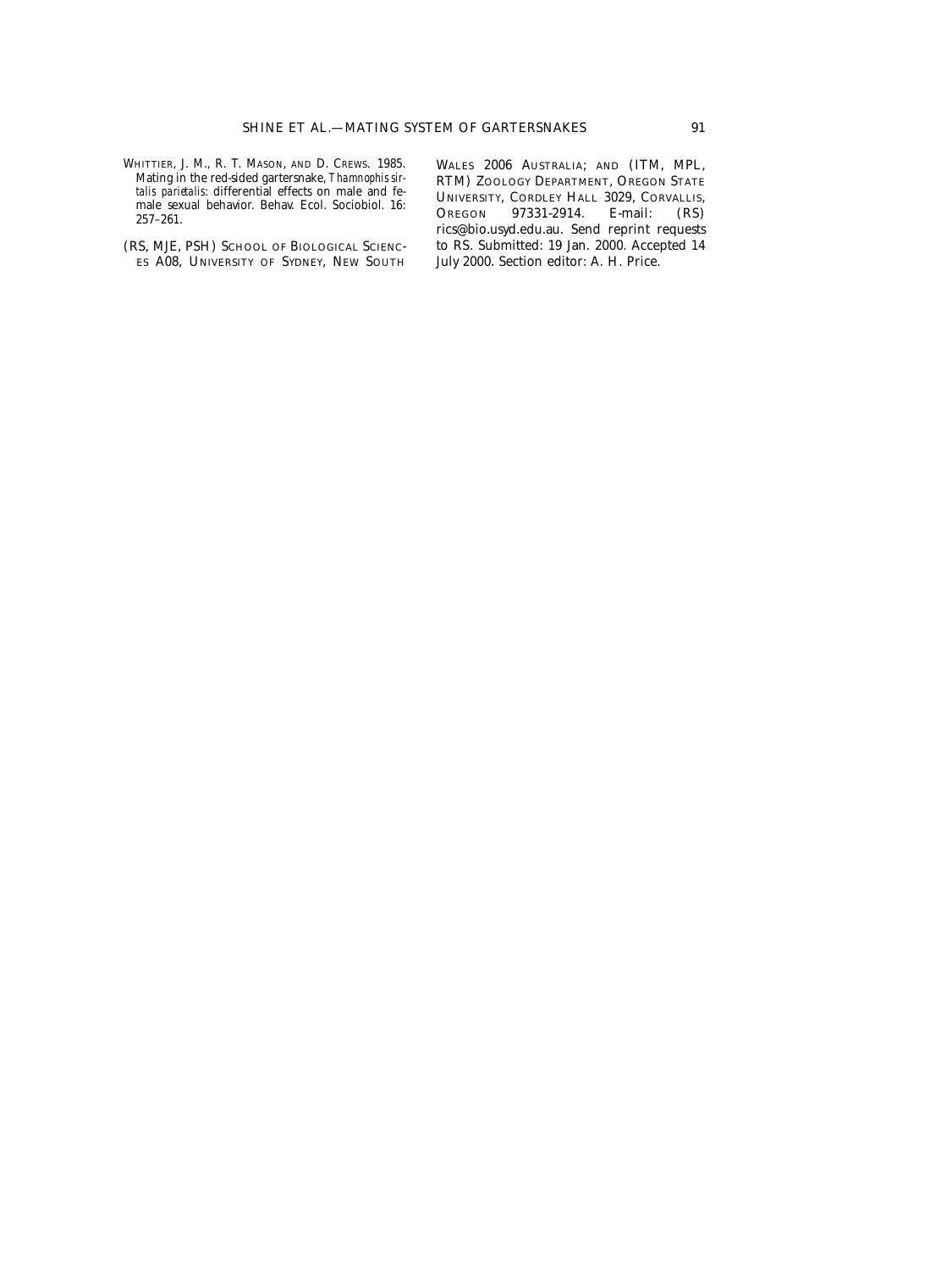WHITTIER, J. M., R. T. MASON, AND D. CREWS. 1985. Mating in the red-sided gartersnake, *Thamnophis sirtalis parietalis*: differential effects on male and female sexual behavior. Behav. Ecol. Sociobiol. 16: 257–261.

(RS, MJE, PSH) SCHOOL OF BIOLOGICAL SCIENCES A08, UNIVERSITY OF SYDNEY, NEW SOUTH WALES 2006 AUSTRALIA; AND (ITM, MPL, RTM) ZOOLOGY DEPARTMENT, OREGON STATE UNIVERSITY, CORDLEY HALL 3029, CORVALLIS, OREGON 97331-2914. E-mail: (RS) rics@bio.usyd.edu.au. Send reprint requests to RS. Submitted: 19 Jan. 2000. Accepted 14 July 2000. Section editor: A. H. Price.